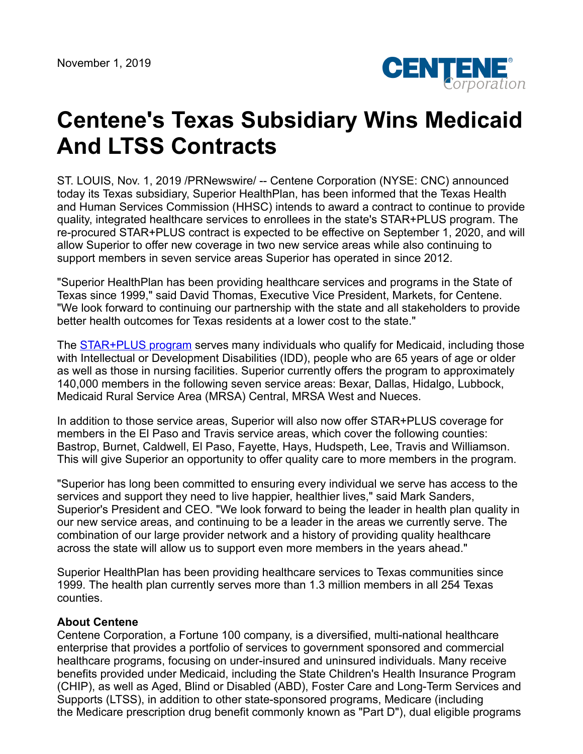November 1, 2019

# Centene's Texas Subsidiary Wins Medicaid And LTSS Contracts

ST. LOUIS, Nov. 1, 2019 /PRNewswire/ -- Centene Corporation (NYSE: CNC) announced today its Texas subsidiary, Superior HealthPlan, has been informed that the Texas Health and Human Services Commission (HHSC) intends to award a contract to continue to provide quality, integrated healthcare services to enrollees in the state's STAR+PLUS program. The re-procured STAR+PLUS contract is expected to be effective on September 1, 2020, and will allow Superior to offer new coverage in two new service areas while also continuing to support members in seven service areas Superior has operated in since 2012.

"Superior HealthPlan has been providing healthcare services and programs in the State of Texas since 1999," said David Thomas, Executive Vice President, Markets, for Centene. "We look forward to continuing our partnership with the state and all stakeholders to provide better health outcomes for Texas residents at a lower cost to the state."

The STAR+PLUS program serves many individuals who qualify for Medicaid, including those with Intellectual or Development Disabilities (IDD), people who are 65 years of age or older as well as those in nursing facilities. Superior currently offers the program to approximately 140,000 members in the following seven service areas: Bexar, Dallas, Hidalgo, Lubbock, Medicaid Rural Service Area (MRSA) Central, MRSA West and Nueces.

In addition to those service areas, Superior will also now offer STAR+PLUS coverage for members in the El Paso and Travis service areas, which cover the following counties: Bastrop, Burnet, Caldwell, El Paso, Fayette, Hays, Hudspeth, Lee, Travis and Williamson. This will give Superior an opportunity to offer quality care to more members in the program.

"Superior has long been committed to ensuring every individual we serve has access to the services and support they need to live happier, healthier lives," said Mark Sanders, Superior's President and CEO. "We look forward to being the leader in health plan quality in our new service areas, and continuing to be a leader in the areas we currently serve. The combination of our large provider network and a history of providing quality healthcare across the state will allow us to support even more members in the years ahead."

Superior HealthPlan has been providing healthcare services to Texas communities since 1999. The health plan currently serves more than 1.3 million members in all 254 Texas counties.

**About Centene**

Centene Corporation, a Fortune 100 company, is a diversified, multi-national healthcare enterprise that provides a portfolio of services to government sponsored and commercial healthcare programs, focusing on under-insured and uninsured individuals. Many receive benefits provided under Medicaid, including the State Children's Health Insurance Program (CHIP), as well as Aged, Blind or Disabled (ABD), Foster Care and Long-Term Services and Supports (LTSS), in addition to other state-sponsored programs, Medicare (including the Medicare prescription drug benefit commonly known as "Part D"), dual eligible programs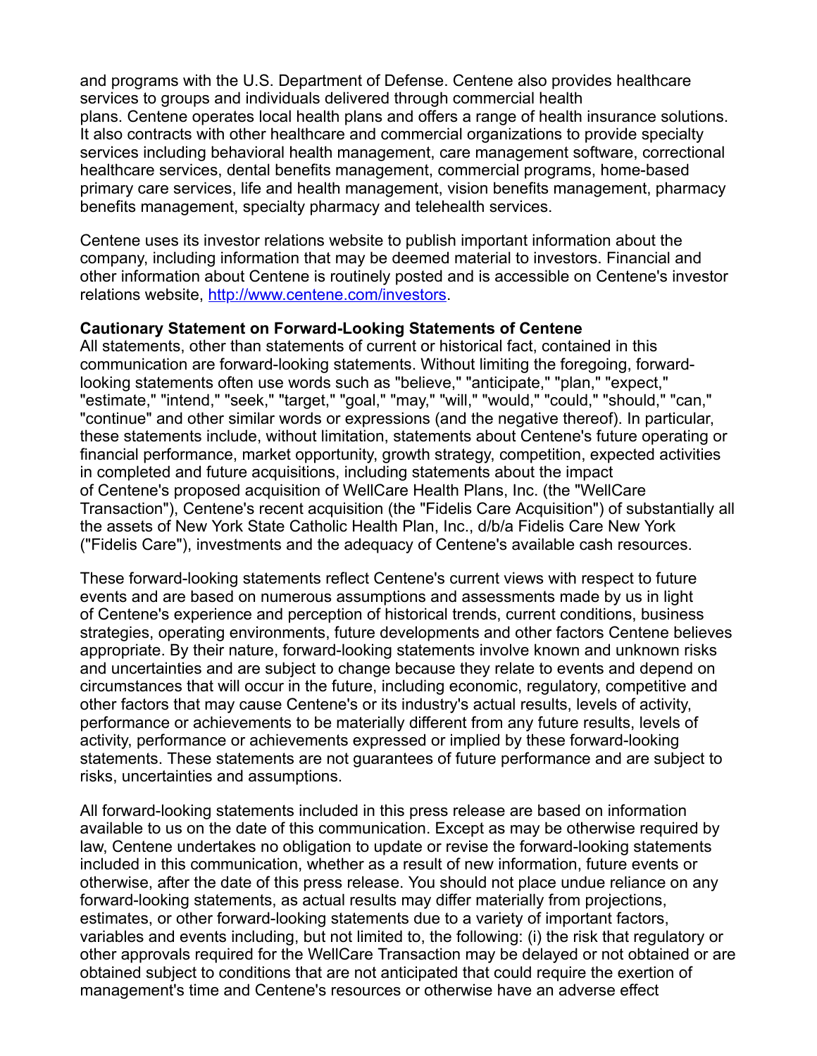and programs with the U.S. Department of Defense. Centene also provides healthcare services to groups and individuals delivered through commercial health plans. Centene operates local health plans and offers a range of health insurance solutions. It also contracts with other healthcare and commercial organizations to provide specialty services including behavioral health management, care management software, correctional healthcare services, dental benefits management, commercial programs, home-based primary care services, life and health management, vision benefits management, pharmacy benefits management, specialty pharmacy and telehealth services.

Centene uses its investor relations website to publish important information about the company, including information that may be deemed material to investors. Financial and other information about Centene is routinely posted and is accessible on Centene's investor relations website, [http://www.centene.com/investors](http://www.centene.com/investors).

**Cautionary Statement on Forward-Looking Statements of Centene**

All statements, other than statements of current or historical fact, contained in this communication are forward-looking statements. Without limiting the foregoing, forward-looking statements often use words such as "believe," "anticipate," "plan," "expect," "estimate," "intend," "seek," "target," "goal," "may," "will," "would," "could," "should," "can," "continue" and other similar words or expressions (and the negative thereof). In particular, these statements include, without limitation, statements about Centene's future operating or financial performance, market opportunity, growth strategy, competition, expected activities in completed and future acquisitions, including statements about the impact of Centene's proposed acquisition of WellCare Health Plans, Inc. (the "WellCare Transaction"), Centene's recent acquisition (the "Fidelis Care Acquisition") of substantially all the assets of New York State Catholic Health Plan, Inc., d/b/a Fidelis Care New York ("Fidelis Care"), investments and the adequacy of Centene's available cash resources.

These forward-looking statements reflect Centene's current views with respect to future events and are based on numerous assumptions and assessments made by us in light of Centene's experience and perception of historical trends, current conditions, business strategies, operating environments, future developments and other factors Centene believes appropriate. By their nature, forward-looking statements involve known and unknown risks and uncertainties and are subject to change because they relate to events and depend on circumstances that will occur in the future, including economic, regulatory, competitive and other factors that may cause Centene's or its industry's actual results, levels of activity, performance or achievements to be materially different from any future results, levels of activity, performance or achievements expressed or implied by these forward-looking statements. These statements are not guarantees of future performance and are subject to risks, uncertainties and assumptions.

All forward-looking statements included in this press release are based on information available to us on the date of this communication. Except as may be otherwise required by law, Centene undertakes no obligation to update or revise the forward-looking statements included in this communication, whether as a result of new information, future events or otherwise, after the date of this press release. You should not place undue reliance on any forward-looking statements, as actual results may differ materially from projections, estimates, or other forward-looking statements due to a variety of important factors, variables and events including, but not limited to, the following: (i) the risk that regulatory or other approvals required for the WellCare Transaction may be delayed or not obtained or are obtained subject to conditions that are not anticipated that could require the exertion of management's time and Centene's resources or otherwise have an adverse effect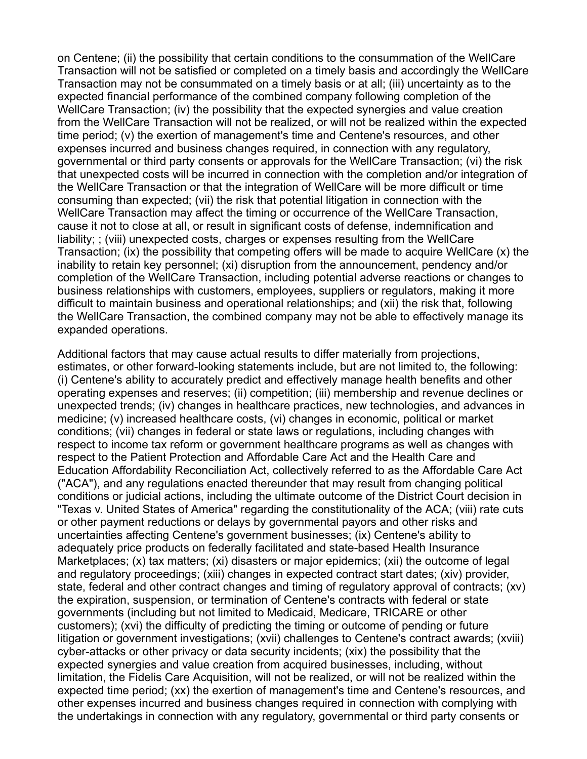on Centene; (ii) the possibility that certain conditions to the consummation of the WellCare Transaction will not be satisfied or completed on a timely basis and accordingly the WellCare Transaction may not be consummated on a timely basis or at all; (iii) uncertainty as to the expected financial performance of the combined company following completion of the WellCare Transaction; (iv) the possibility that the expected synergies and value creation from the WellCare Transaction will not be realized, or will not be realized within the expected time period; (v) the exertion of management's time and Centene's resources, and other expenses incurred and business changes required, in connection with any regulatory, governmental or third party consents or approvals for the WellCare Transaction; (vi) the risk that unexpected costs will be incurred in connection with the completion and/or integration of the WellCare Transaction or that the integration of WellCare will be more difficult or time consuming than expected; (vii) the risk that potential litigation in connection with the WellCare Transaction may affect the timing or occurrence of the WellCare Transaction, cause it not to close at all, or result in significant costs of defense, indemnification and liability; ; (viii) unexpected costs, charges or expenses resulting from the WellCare Transaction; (ix) the possibility that competing offers will be made to acquire WellCare (x) the inability to retain key personnel; (xi) disruption from the announcement, pendency and/or completion of the WellCare Transaction, including potential adverse reactions or changes to business relationships with customers, employees, suppliers or regulators, making it more difficult to maintain business and operational relationships; and (xii) the risk that, following the WellCare Transaction, the combined company may not be able to effectively manage its expanded operations.

Additional factors that may cause actual results to differ materially from projections, estimates, or other forward-looking statements include, but are not limited to, the following: (i) Centene's ability to accurately predict and effectively manage health benefits and other operating expenses and reserves; (ii) competition; (iii) membership and revenue declines or unexpected trends; (iv) changes in healthcare practices, new technologies, and advances in medicine; (v) increased healthcare costs, (vi) changes in economic, political or market conditions; (vii) changes in federal or state laws or regulations, including changes with respect to income tax reform or government healthcare programs as well as changes with respect to the Patient Protection and Affordable Care Act and the Health Care and Education Affordability Reconciliation Act, collectively referred to as the Affordable Care Act ("ACA"), and any regulations enacted thereunder that may result from changing political conditions or judicial actions, including the ultimate outcome of the District Court decision in "Texas v. United States of America" regarding the constitutionality of the ACA; (viii) rate cuts or other payment reductions or delays by governmental payors and other risks and uncertainties affecting Centene's government businesses; (ix) Centene's ability to adequately price products on federally facilitated and state-based Health Insurance Marketplaces; (x) tax matters; (xi) disasters or major epidemics; (xii) the outcome of legal and regulatory proceedings; (xiii) changes in expected contract start dates; (xiv) provider, state, federal and other contract changes and timing of regulatory approval of contracts; (xv) the expiration, suspension, or termination of Centene's contracts with federal or state governments (including but not limited to Medicaid, Medicare, TRICARE or other customers); (xvi) the difficulty of predicting the timing or outcome of pending or future litigation or government investigations; (xvii) challenges to Centene's contract awards; (xviii) cyber-attacks or other privacy or data security incidents; (xix) the possibility that the expected synergies and value creation from acquired businesses, including, without limitation, the Fidelis Care Acquisition, will not be realized, or will not be realized within the expected time period; (xx) the exertion of management's time and Centene's resources, and other expenses incurred and business changes required in connection with complying with the undertakings in connection with any regulatory, governmental or third party consents or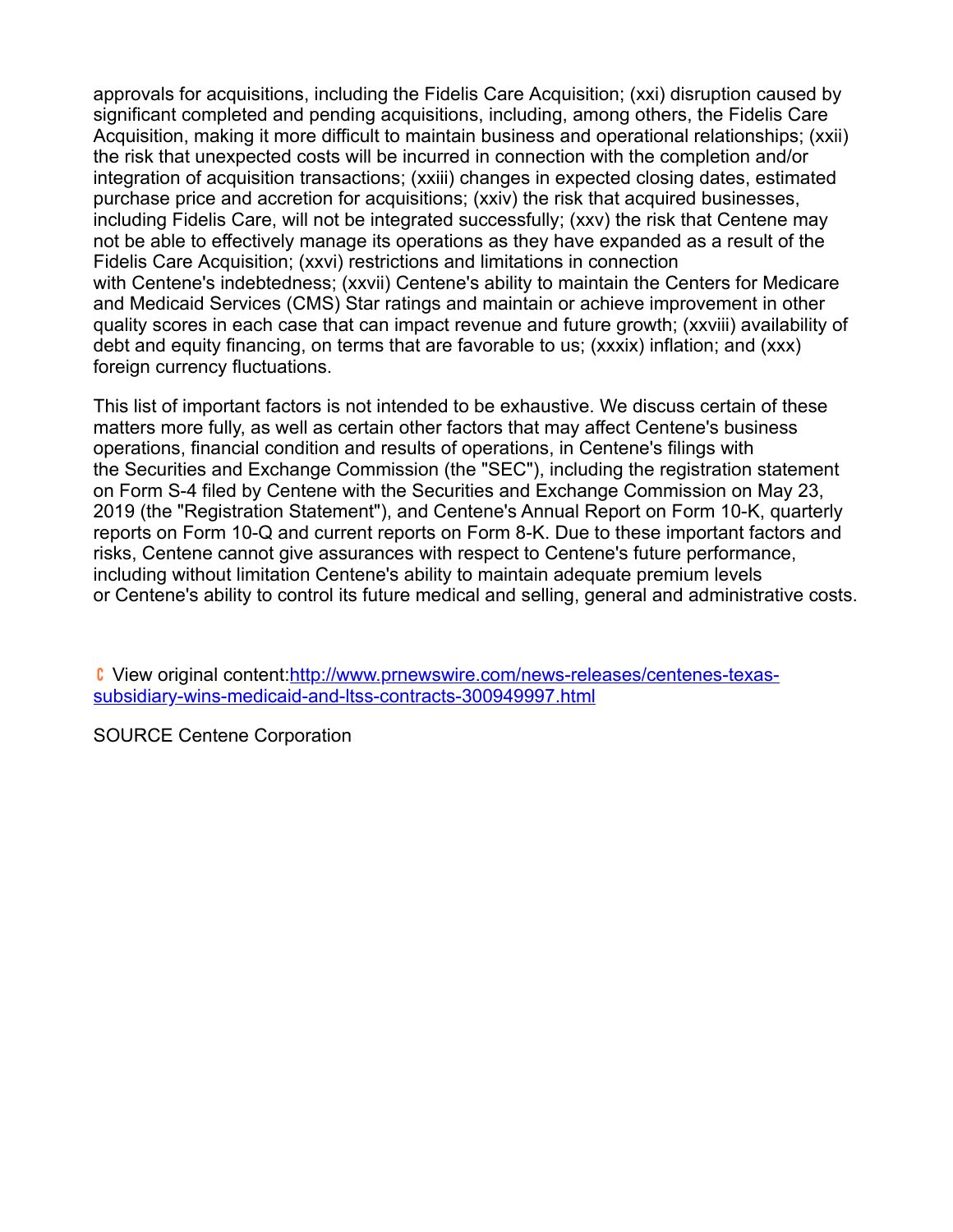approvals for acquisitions, including the Fidelis Care Acquisition; (xxi) disruption caused by significant completed and pending acquisitions, including, among others, the Fidelis Care Acquisition, making it more difficult to maintain business and operational relationships; (xxii) the risk that unexpected costs will be incurred in connection with the completion and/or integration of acquisition transactions; (xxiii) changes in expected closing dates, estimated purchase price and accretion for acquisitions; (xxiv) the risk that acquired businesses, including Fidelis Care, will not be integrated successfully; (xxv) the risk that Centene may not be able to effectively manage its operations as they have expanded as a result of the Fidelis Care Acquisition; (xxvi) restrictions and limitations in connection with Centene's indebtedness; (xxvii) Centene's ability to maintain the Centers for Medicare and Medicaid Services (CMS) Star ratings and maintain or achieve improvement in other quality scores in each case that can impact revenue and future growth; (xxviii) availability of debt and equity financing, on terms that are favorable to us; (xxxix) inflation; and (xxx) foreign currency fluctuations.

This list of important factors is not intended to be exhaustive. We discuss certain of these matters more fully, as well as certain other factors that may affect Centene's business operations, financial condition and results of operations, in Centene's filings with the Securities and Exchange Commission (the "SEC"), including the registration statement on Form S-4 filed by Centene with the Securities and Exchange Commission on May 23, 2019 (the "Registration Statement"), and Centene's Annual Report on Form 10-K, quarterly reports on Form 10-Q and current reports on Form 8-K. Due to these important factors and risks, Centene cannot give assurances with respect to Centene's future performance, including without limitation Centene's ability to maintain adequate premium levels or Centene's ability to control its future medical and selling, general and administrative costs.

View original content:[http://www.prnewswire.com/news-releases/centenes-texas-subsidiary-wins-medicaid-and-ltss-contracts-300949997.html](http://www.prnewswire.com/news-releases/centenes-texas-subsidiary-wins-medicaid-and-ltss-contracts-300949997.html)

SOURCE Centene Corporation